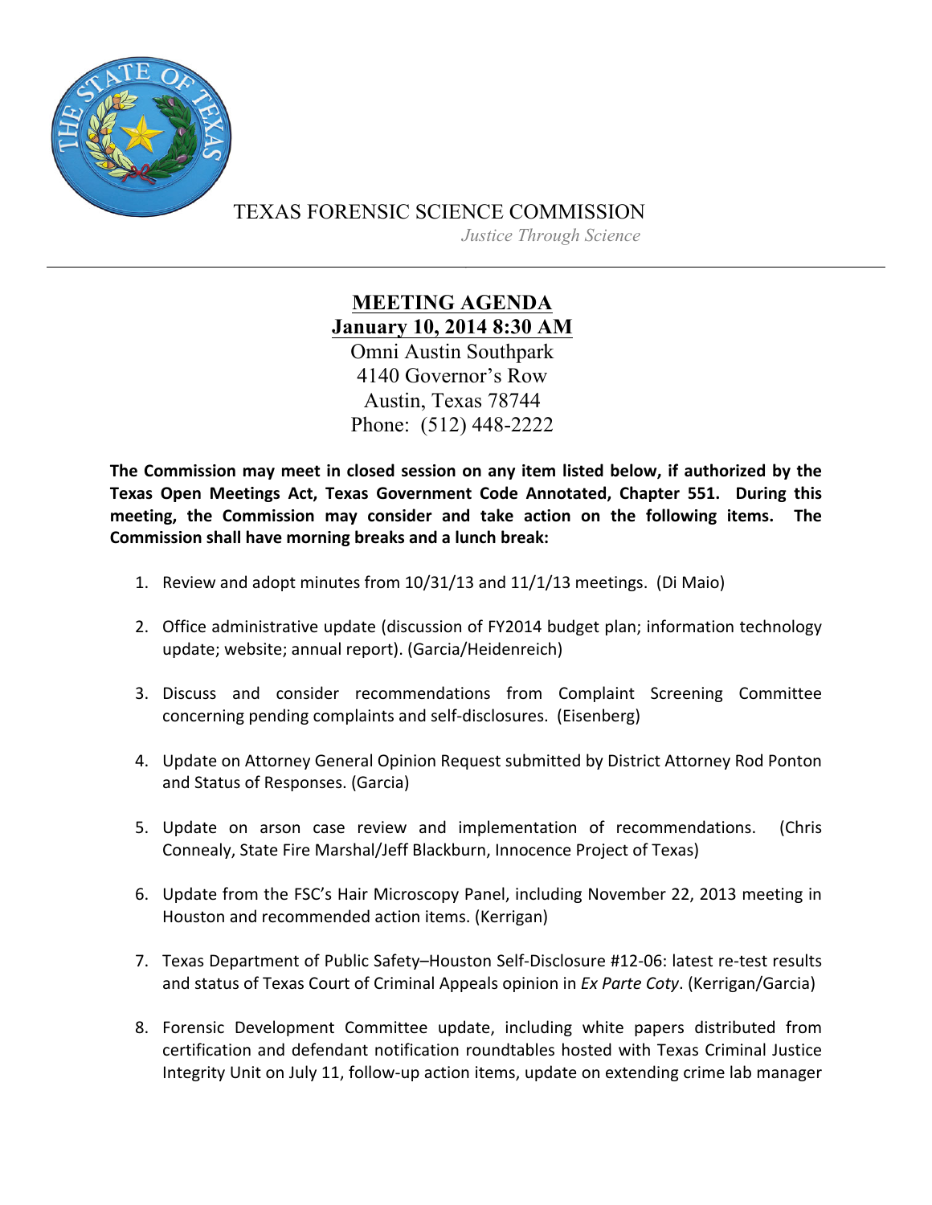TEXAS FORENSIC SCIENCE COMMISSION

*Justice Through Science*

# MEETING AGENDA

## January 10, 2014 8:30 AM

Omni Austin Southpark
4140 Governor's Row
Austin, Texas 78744
Phone: (512) 448-2222

**The Commission may meet in closed session on any item listed below, if authorized by the Texas Open Meetings Act, Texas Government Code Annotated, Chapter 551. During this meeting, the Commission may consider and take action on the following items. The Commission shall have morning breaks and a lunch break:**

1. Review and adopt minutes from 10/31/13 and 11/1/13 meetings. (Di Maio)

2. Office administrative update (discussion of FY2014 budget plan; information technology update; website; annual report). (Garcia/Heidenreich)

3. Discuss and consider recommendations from Complaint Screening Committee concerning pending complaints and self-disclosures. (Eisenberg)

4. Update on Attorney General Opinion Request submitted by District Attorney Rod Ponton and Status of Responses. (Garcia)

5. Update on arson case review and implementation of recommendations. (Chris Connealy, State Fire Marshal/Jeff Blackburn, Innocence Project of Texas)

6. Update from the FSC's Hair Microscopy Panel, including November 22, 2013 meeting in Houston and recommended action items. (Kerrigan)

7. Texas Department of Public Safety–Houston Self-Disclosure #12-06: latest re-test results and status of Texas Court of Criminal Appeals opinion in *Ex Parte Coty*. (Kerrigan/Garcia)

8. Forensic Development Committee update, including white papers distributed from certification and defendant notification roundtables hosted with Texas Criminal Justice Integrity Unit on July 11, follow-up action items, update on extending crime lab manager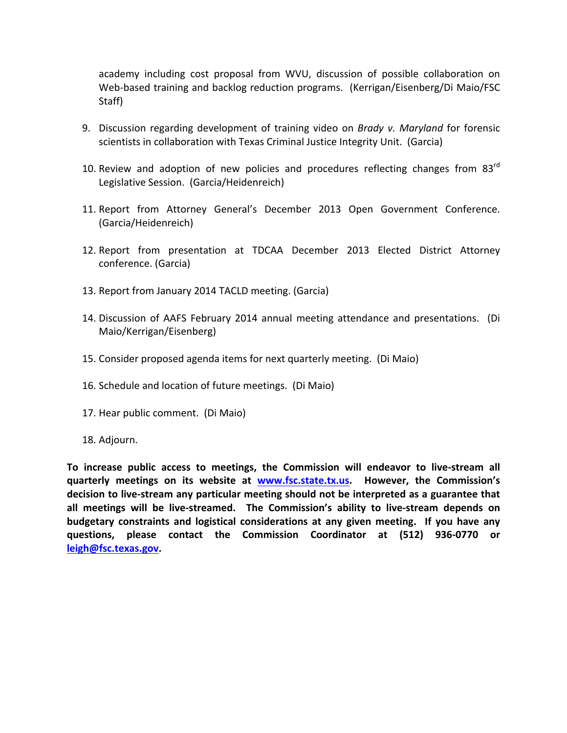academy including cost proposal from WVU, discussion of possible collaboration on Web-based training and backlog reduction programs. (Kerrigan/Eisenberg/Di Maio/FSC Staff)

9. Discussion regarding development of training video on *Brady v. Maryland* for forensic scientists in collaboration with Texas Criminal Justice Integrity Unit. (Garcia)

10. Review and adoption of new policies and procedures reflecting changes from 83rd Legislative Session. (Garcia/Heidenreich)

11. Report from Attorney General's December 2013 Open Government Conference. (Garcia/Heidenreich)

12. Report from presentation at TDCAA December 2013 Elected District Attorney conference. (Garcia)

13. Report from January 2014 TACLD meeting. (Garcia)

14. Discussion of AAFS February 2014 annual meeting attendance and presentations. (Di Maio/Kerrigan/Eisenberg)

15. Consider proposed agenda items for next quarterly meeting. (Di Maio)

16. Schedule and location of future meetings. (Di Maio)

17. Hear public comment. (Di Maio)

18. Adjourn.

**To increase public access to meetings, the Commission will endeavor to live-stream all quarterly meetings on its website at [www.fsc.state.tx.us](http://www.fsc.state.tx.us). However, the Commission's decision to live-stream any particular meeting should not be interpreted as a guarantee that all meetings will be live-streamed. The Commission's ability to live-stream depends on budgetary constraints and logistical considerations at any given meeting. If you have any questions, please contact the Commission Coordinator at (512) 936-0770 or [leigh@fsc.texas.gov](mailto:leigh@fsc.texas.gov).**